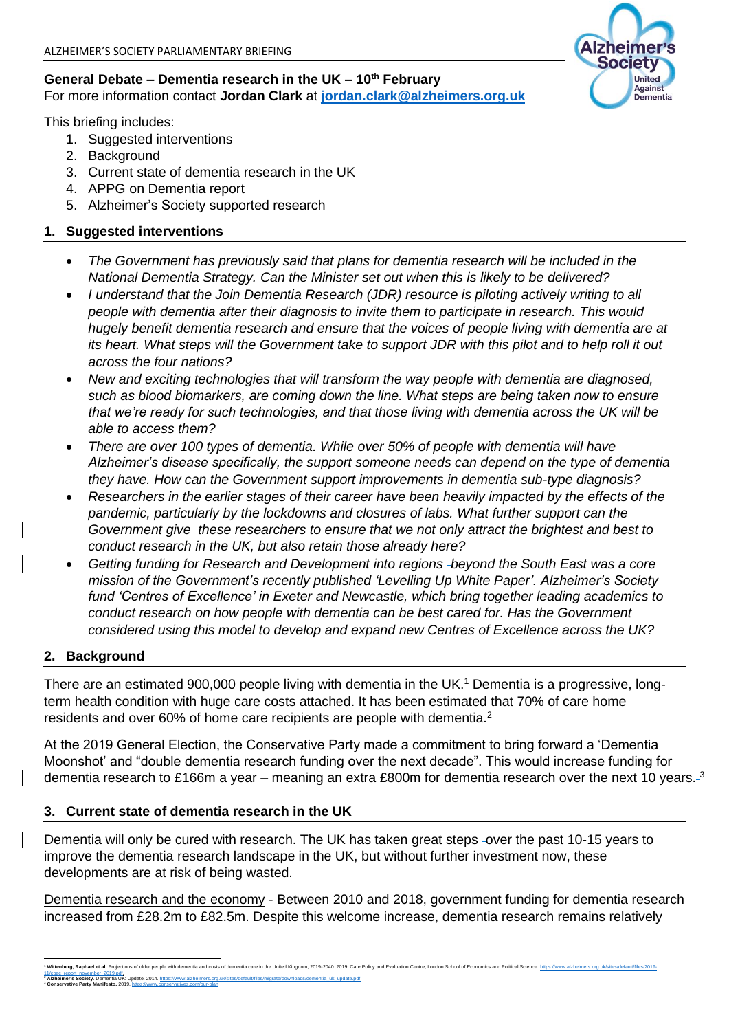ALZHEIMER'S SOCIETY PARLIAMENTARY BRIEFING

**General Debate – Dementia research in the UK – 10th February**
For more information contact **Jordan Clark** at **jordan.clark@alzheimers.org.uk**

This briefing includes:

1. Suggested interventions
2. Background
3. Current state of dementia research in the UK
4. APPG on Dementia report
5. Alzheimer's Society supported research

## 1. Suggested interventions

- *The Government has previously said that plans for dementia research will be included in the National Dementia Strategy. Can the Minister set out when this is likely to be delivered?*
- *I understand that the Join Dementia Research (JDR) resource is piloting actively writing to all people with dementia after their diagnosis to invite them to participate in research. This would hugely benefit dementia research and ensure that the voices of people living with dementia are at its heart. What steps will the Government take to support JDR with this pilot and to help roll it out across the four nations?*
- *New and exciting technologies that will transform the way people with dementia are diagnosed, such as blood biomarkers, are coming down the line. What steps are being taken now to ensure that we're ready for such technologies, and that those living with dementia across the UK will be able to access them?*
- *There are over 100 types of dementia. While over 50% of people with dementia will have Alzheimer's disease specifically, the support someone needs can depend on the type of dementia they have. How can the Government support improvements in dementia sub-type diagnosis?*
- *Researchers in the earlier stages of their career have been heavily impacted by the effects of the pandemic, particularly by the lockdowns and closures of labs. What further support can the Government give these researchers to ensure that we not only attract the brightest and best to conduct research in the UK, but also retain those already here?*
- *Getting funding for Research and Development into regions beyond the South East was a core mission of the Government's recently published 'Levelling Up White Paper'. Alzheimer's Society fund 'Centres of Excellence' in Exeter and Newcastle, which bring together leading academics to conduct research on how people with dementia can be best cared for. Has the Government considered using this model to develop and expand new Centres of Excellence across the UK?*

## 2. Background

There are an estimated 900,000 people living with dementia in the UK.[1] Dementia is a progressive, long-term health condition with huge care costs attached. It has been estimated that 70% of care home residents and over 60% of home care recipients are people with dementia.[2]

At the 2019 General Election, the Conservative Party made a commitment to bring forward a 'Dementia Moonshot' and "double dementia research funding over the next decade". This would increase funding for dementia research to £166m a year – meaning an extra £800m for dementia research over the next 10 years.[3]

## 3. Current state of dementia research in the UK

Dementia will only be cured with research. The UK has taken great steps over the past 10-15 years to improve the dementia research landscape in the UK, but without further investment now, these developments are at risk of being wasted.

Dementia research and the economy - Between 2010 and 2018, government funding for dementia research increased from £28.2m to £82.5m. Despite this welcome increase, dementia research remains relatively

---

[1] **Wittenberg, Raphael et al.** Projections of older people with dementia and costs of dementia care in the United Kingdom, 2019-2040. 2019. Care Policy and Evaluation Centre, London School of Economics and Political Science. https://www.alzheimers.org.uk/sites/default/files/2019-11/cpec_report_november_2019.pdf.
[2] **Alzheimer's Society**. Dementia UK: Update. 2014. https://www.alzheimers.org.uk/sites/default/files/migrate/downloads/dementia_uk_update.pdf.
[3] **Conservative Party Manifesto.** 2019. https://www.conservatives.com/our-plan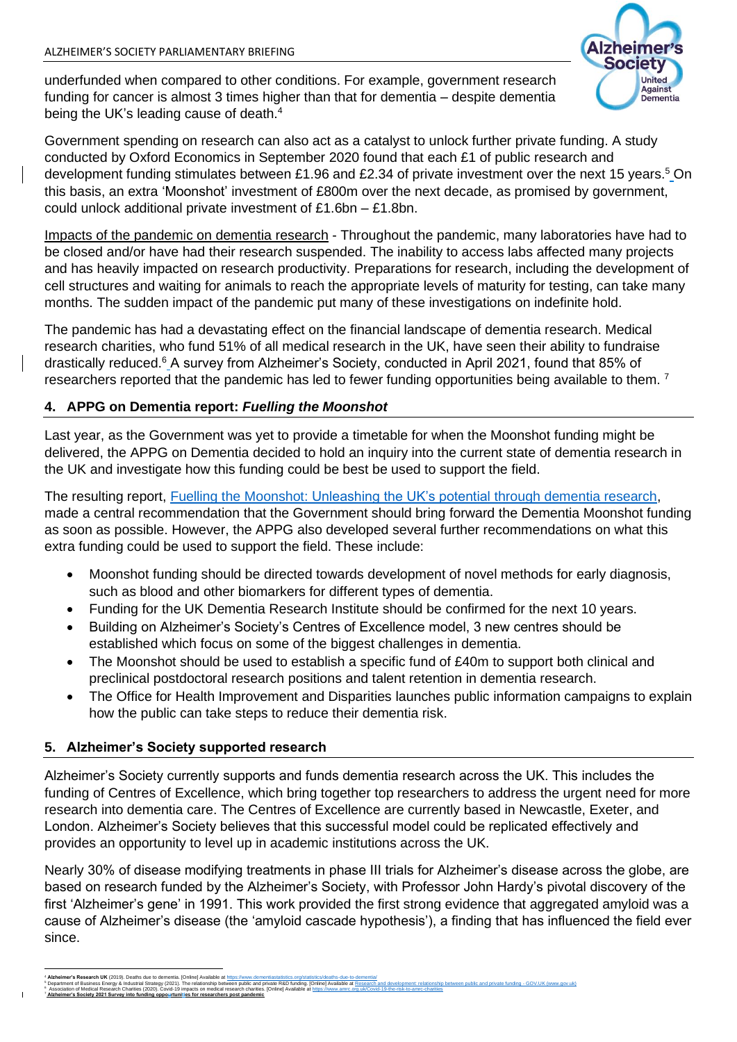underfunded when compared to other conditions. For example, government research funding for cancer is almost 3 times higher than that for dementia – despite dementia being the UK's leading cause of death.[4]

Government spending on research can also act as a catalyst to unlock further private funding. A study conducted by Oxford Economics in September 2020 found that each £1 of public research and development funding stimulates between £1.96 and £2.34 of private investment over the next 15 years.[5] On this basis, an extra 'Moonshot' investment of £800m over the next decade, as promised by government, could unlock additional private investment of £1.6bn – £1.8bn.

Impacts of the pandemic on dementia research - Throughout the pandemic, many laboratories have had to be closed and/or have had their research suspended. The inability to access labs affected many projects and has heavily impacted on research productivity. Preparations for research, including the development of cell structures and waiting for animals to reach the appropriate levels of maturity for testing, can take many months. The sudden impact of the pandemic put many of these investigations on indefinite hold.

The pandemic has had a devastating effect on the financial landscape of dementia research. Medical research charities, who fund 51% of all medical research in the UK, have seen their ability to fundraise drastically reduced.[6] A survey from Alzheimer's Society, conducted in April 2021, found that 85% of researchers reported that the pandemic has led to fewer funding opportunities being available to them. [7]

## 4. APPG on Dementia report: *Fuelling the Moonshot*

Last year, as the Government was yet to provide a timetable for when the Moonshot funding might be delivered, the APPG on Dementia decided to hold an inquiry into the current state of dementia research in the UK and investigate how this funding could be best be used to support the field.

The resulting report, Fuelling the Moonshot: Unleashing the UK's potential through dementia research, made a central recommendation that the Government should bring forward the Dementia Moonshot funding as soon as possible. However, the APPG also developed several further recommendations on what this extra funding could be used to support the field. These include:

- Moonshot funding should be directed towards development of novel methods for early diagnosis, such as blood and other biomarkers for different types of dementia.
- Funding for the UK Dementia Research Institute should be confirmed for the next 10 years.
- Building on Alzheimer's Society's Centres of Excellence model, 3 new centres should be established which focus on some of the biggest challenges in dementia.
- The Moonshot should be used to establish a specific fund of £40m to support both clinical and preclinical postdoctoral research positions and talent retention in dementia research.
- The Office for Health Improvement and Disparities launches public information campaigns to explain how the public can take steps to reduce their dementia risk.

## 5. Alzheimer's Society supported research

Alzheimer's Society currently supports and funds dementia research across the UK. This includes the funding of Centres of Excellence, which bring together top researchers to address the urgent need for more research into dementia care. The Centres of Excellence are currently based in Newcastle, Exeter, and London. Alzheimer's Society believes that this successful model could be replicated effectively and provides an opportunity to level up in academic institutions across the UK.

Nearly 30% of disease modifying treatments in phase III trials for Alzheimer's disease across the globe, are based on research funded by the Alzheimer's Society, with Professor John Hardy's pivotal discovery of the first 'Alzheimer's gene' in 1991. This work provided the first strong evidence that aggregated amyloid was a cause of Alzheimer's disease (the 'amyloid cascade hypothesis'), a finding that has influenced the field ever since.

---

[4] **Alzheimer's Research UK** (2019). Deaths due to dementia. [Online] Available at https://www.dementiastatistics.org/statistics/deaths-due-to-dementia/

[5] Department of Business Energy & Industrial Strategy (2021). The relationship between public and private R&D funding. [Online] Available at Research and development: relationship between public and private funding - GOV.UK (www.gov.uk)

[6] Association of Medical Research Charities (2020). Covid-19 impacts on medical research charities. [Online] Available at https://www.amrc.org.uk/Covid-19-the-risk-to-amrc-charities

[7] **Alzheimer's Society 2021 Survey into funding opportunities for researchers post pandemic**